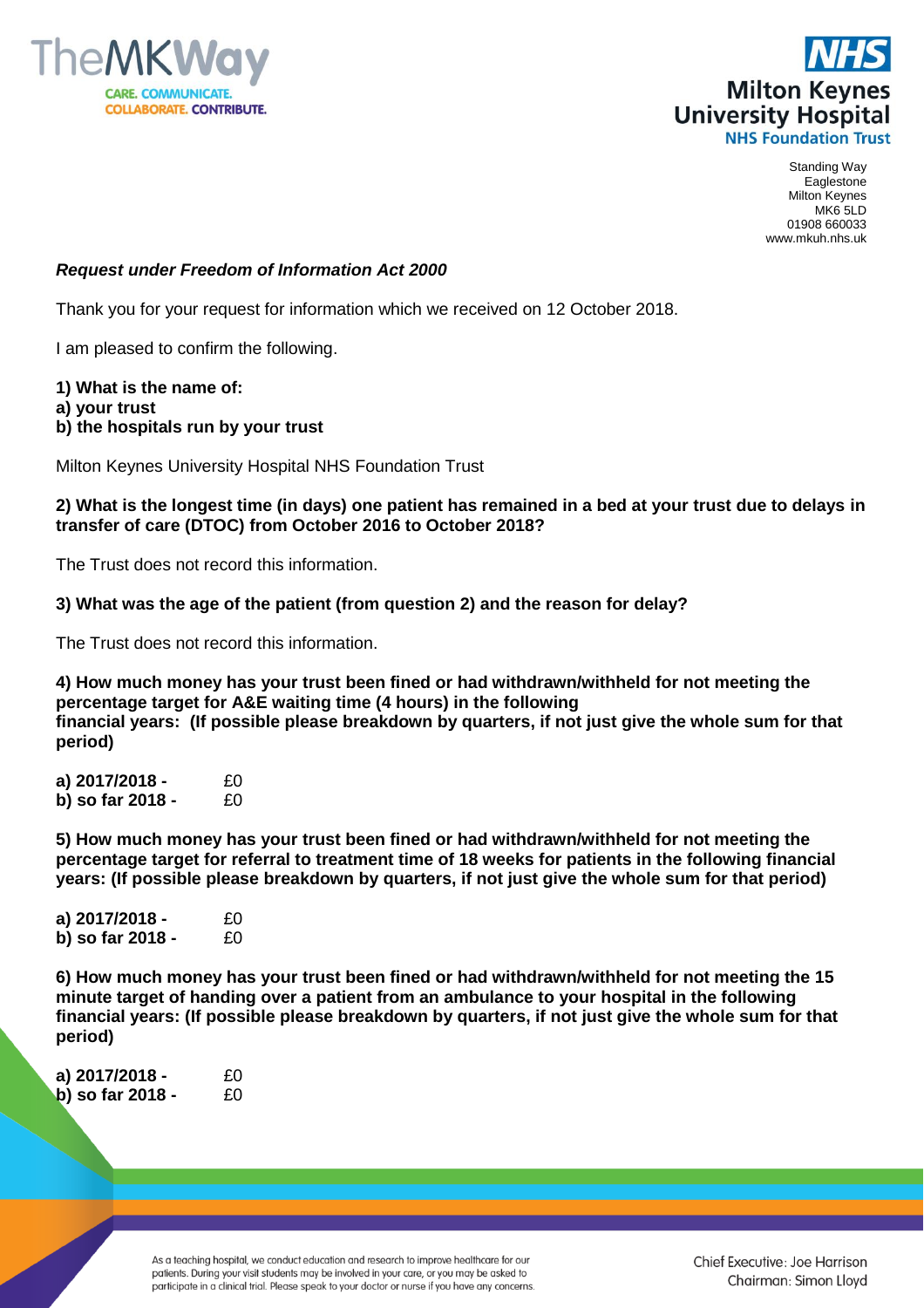TheMKWay

CARE. COMMUNICATE.
COLLABORATE. CONTRIBUTE.

NHS
Milton Keynes
University Hospital
NHS Foundation Trust

Standing Way
Eaglestone
Milton Keynes
MK6 5LD
01908 660033
www.mkuh.nhs.uk

***Request under Freedom of Information Act 2000***

Thank you for your request for information which we received on 12 October 2018.

I am pleased to confirm the following.

**1) What is the name of:**
**a) your trust**
**b) the hospitals run by your trust**

Milton Keynes University Hospital NHS Foundation Trust

**2) What is the longest time (in days) one patient has remained in a bed at your trust due to delays in transfer of care (DTOC) from October 2016 to October 2018?**

The Trust does not record this information.

**3) What was the age of the patient (from question 2) and the reason for delay?**

The Trust does not record this information.

**4) How much money has your trust been fined or had withdrawn/withheld for not meeting the percentage target for A&E waiting time (4 hours) in the following financial years: (If possible please breakdown by quarters, if not just give the whole sum for that period)**

**a) 2017/2018 -** £0
**b) so far 2018 -** £0

**5) How much money has your trust been fined or had withdrawn/withheld for not meeting the percentage target for referral to treatment time of 18 weeks for patients in the following financial years: (If possible please breakdown by quarters, if not just give the whole sum for that period)**

**a) 2017/2018 -** £0
**b) so far 2018 -** £0

**6) How much money has your trust been fined or had withdrawn/withheld for not meeting the 15 minute target of handing over a patient from an ambulance to your hospital in the following financial years: (If possible please breakdown by quarters, if not just give the whole sum for that period)**

**a) 2017/2018 -** £0
**b) so far 2018 -** £0

As a teaching hospital, we conduct education and research to improve healthcare for our patients. During your visit students may be involved in your care, or you may be asked to participate in a clinical trial. Please speak to your doctor or nurse if you have any concerns.

Chief Executive: Joe Harrison
Chairman: Simon Lloyd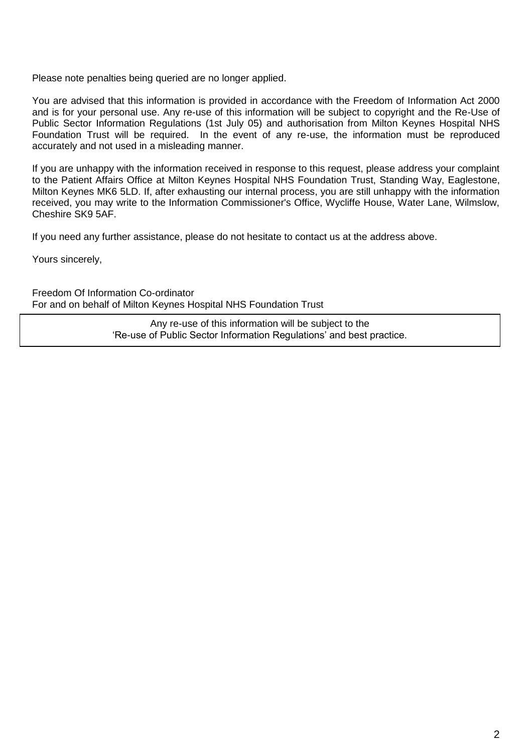Please note penalties being queried are no longer applied.

You are advised that this information is provided in accordance with the Freedom of Information Act 2000 and is for your personal use. Any re-use of this information will be subject to copyright and the Re-Use of Public Sector Information Regulations (1st July 05) and authorisation from Milton Keynes Hospital NHS Foundation Trust will be required. In the event of any re-use, the information must be reproduced accurately and not used in a misleading manner.

If you are unhappy with the information received in response to this request, please address your complaint to the Patient Affairs Office at Milton Keynes Hospital NHS Foundation Trust, Standing Way, Eaglestone, Milton Keynes MK6 5LD. If, after exhausting our internal process, you are still unhappy with the information received, you may write to the Information Commissioner's Office, Wycliffe House, Water Lane, Wilmslow, Cheshire SK9 5AF.

If you need any further assistance, please do not hesitate to contact us at the address above.

Yours sincerely,

Freedom Of Information Co-ordinator
For and on behalf of Milton Keynes Hospital NHS Foundation Trust

Any re-use of this information will be subject to the
'Re-use of Public Sector Information Regulations' and best practice.